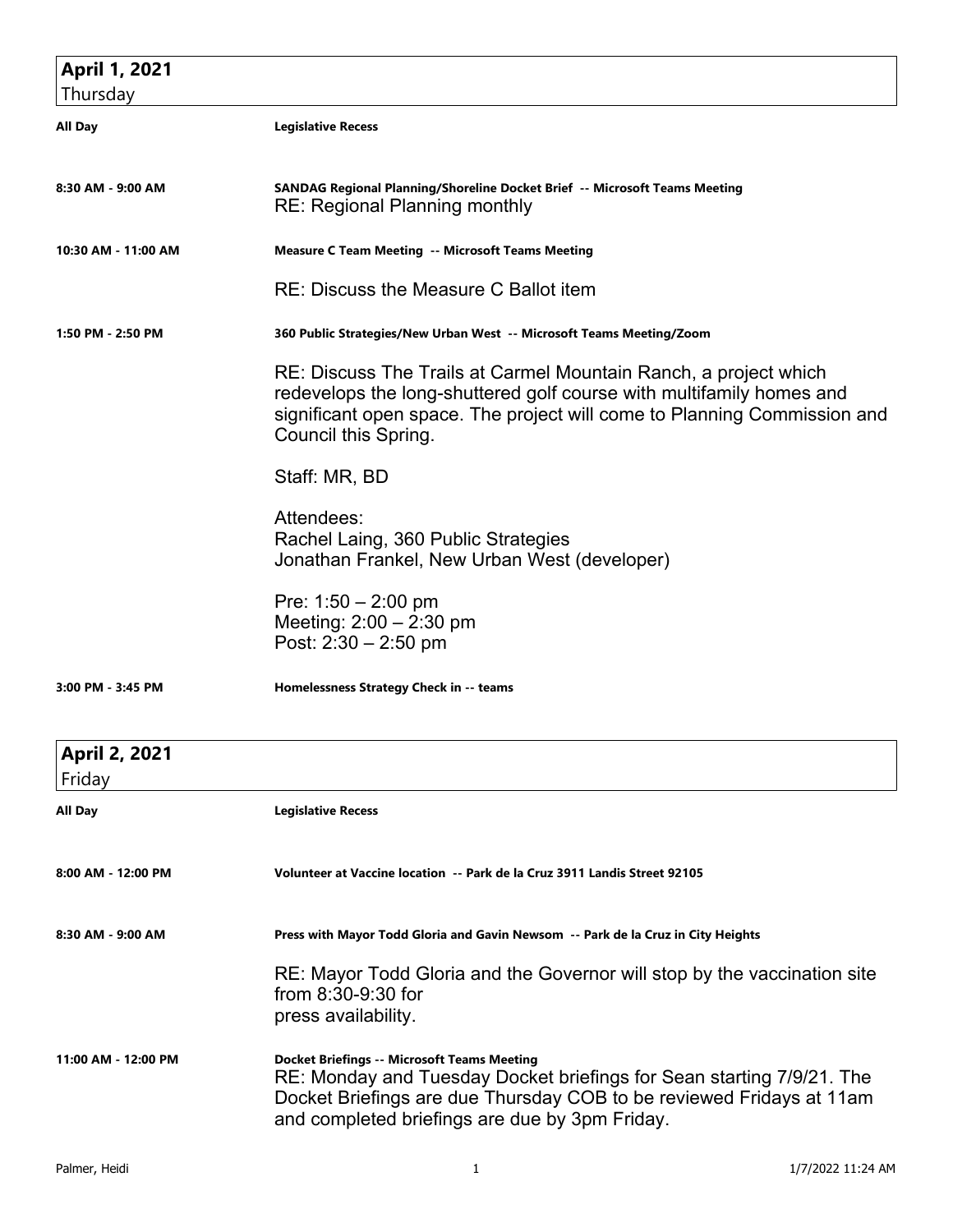## April 1, 2021
Thursday

**All Day** — **Legislative Recess**

**8:30 AM - 9:00 AM** — **SANDAG Regional Planning/Shoreline Docket Brief -- Microsoft Teams Meeting**

RE: Regional Planning monthly

**10:30 AM - 11:00 AM** — **Measure C Team Meeting -- Microsoft Teams Meeting**

RE: Discuss the Measure C Ballot item

**1:50 PM - 2:50 PM** — **360 Public Strategies/New Urban West -- Microsoft Teams Meeting/Zoom**

RE: Discuss The Trails at Carmel Mountain Ranch, a project which redevelops the long-shuttered golf course with multifamily homes and significant open space. The project will come to Planning Commission and Council this Spring.

Staff: MR, BD

Attendees:
Rachel Laing, 360 Public Strategies
Jonathan Frankel, New Urban West (developer)

Pre: 1:50 – 2:00 pm
Meeting: 2:00 – 2:30 pm
Post: 2:30 – 2:50 pm

**3:00 PM - 3:45 PM** — **Homelessness Strategy Check in -- teams**

## April 2, 2021
Friday

**All Day** — **Legislative Recess**

**8:00 AM - 12:00 PM** — **Volunteer at Vaccine location -- Park de la Cruz 3911 Landis Street 92105**

**8:30 AM - 9:00 AM** — **Press with Mayor Todd Gloria and Gavin Newsom -- Park de la Cruz in City Heights**

RE: Mayor Todd Gloria and the Governor will stop by the vaccination site from 8:30-9:30 for
press availability.

**11:00 AM - 12:00 PM** — **Docket Briefings -- Microsoft Teams Meeting**

RE: Monday and Tuesday Docket briefings for Sean starting 7/9/21. The Docket Briefings are due Thursday COB to be reviewed Fridays at 11am and completed briefings are due by 3pm Friday.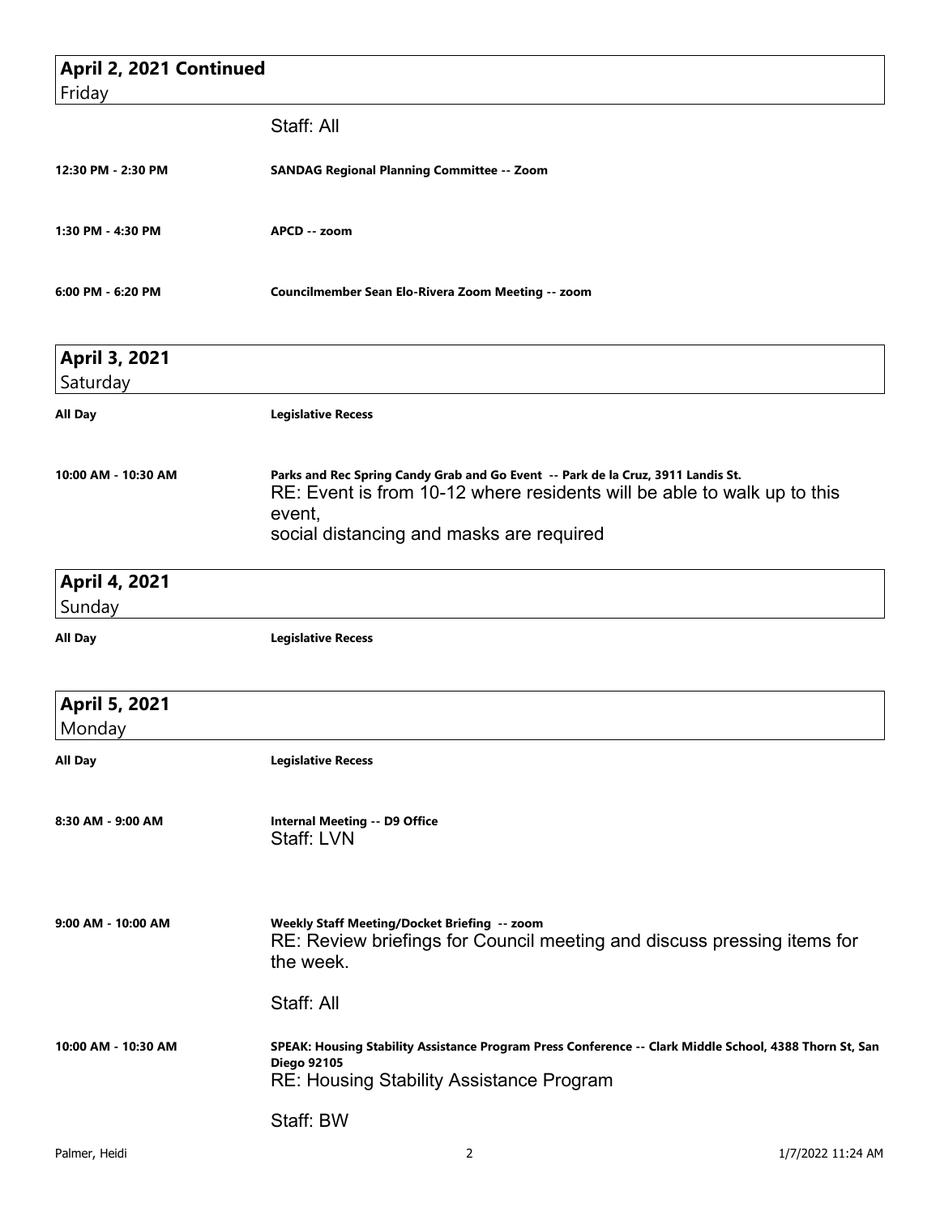## April 2, 2021 Continued
Friday

Staff: All

**12:30 PM - 2:30 PM** — **SANDAG Regional Planning Committee -- Zoom**

**1:30 PM - 4:30 PM** — **APCD -- zoom**

**6:00 PM - 6:20 PM** — **Councilmember Sean Elo-Rivera Zoom Meeting -- zoom**

## April 3, 2021
Saturday

**All Day** — **Legislative Recess**

**10:00 AM - 10:30 AM** — **Parks and Rec Spring Candy Grab and Go Event -- Park de la Cruz, 3911 Landis St.**
RE: Event is from 10-12 where residents will be able to walk up to this event,
social distancing and masks are required

## April 4, 2021
Sunday

**All Day** — **Legislative Recess**

## April 5, 2021
Monday

**All Day** — **Legislative Recess**

**8:30 AM - 9:00 AM** — **Internal Meeting -- D9 Office**
Staff: LVN

**9:00 AM - 10:00 AM** — **Weekly Staff Meeting/Docket Briefing -- zoom**
RE: Review briefings for Council meeting and discuss pressing items for the week.

Staff: All

**10:00 AM - 10:30 AM** — **SPEAK: Housing Stability Assistance Program Press Conference -- Clark Middle School, 4388 Thorn St, San Diego 92105**
RE: Housing Stability Assistance Program

Staff: BW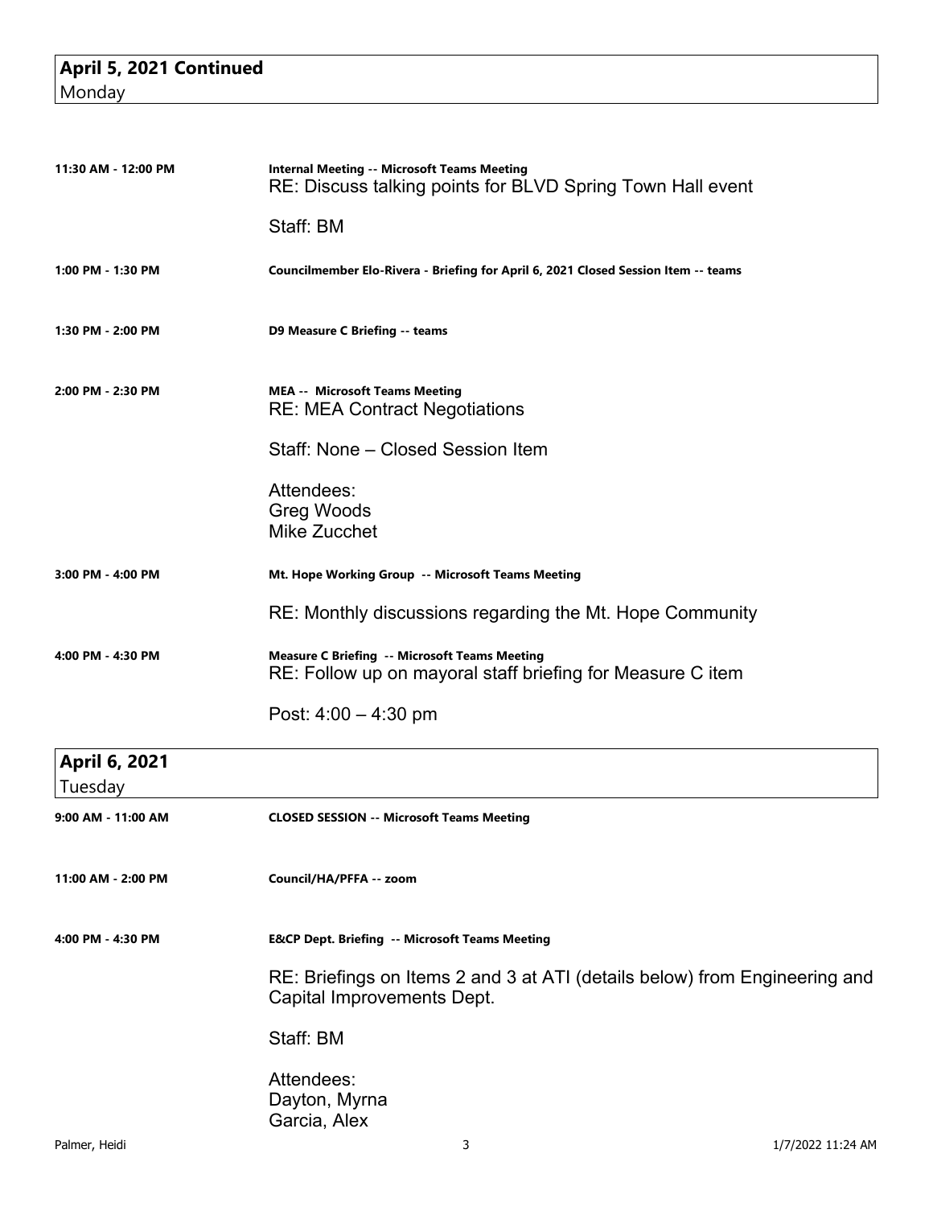## April 5, 2021 Continued
Monday

**11:30 AM - 12:00 PM** — **Internal Meeting -- Microsoft Teams Meeting**
RE: Discuss talking points for BLVD Spring Town Hall event

Staff: BM

**1:00 PM - 1:30 PM** — **Councilmember Elo-Rivera - Briefing for April 6, 2021 Closed Session Item -- teams**

**1:30 PM - 2:00 PM** — **D9 Measure C Briefing -- teams**

**2:00 PM - 2:30 PM** — **MEA -- Microsoft Teams Meeting**
RE: MEA Contract Negotiations

Staff: None – Closed Session Item

Attendees:
Greg Woods
Mike Zucchet

**3:00 PM - 4:00 PM** — **Mt. Hope Working Group -- Microsoft Teams Meeting**

RE: Monthly discussions regarding the Mt. Hope Community

**4:00 PM - 4:30 PM** — **Measure C Briefing -- Microsoft Teams Meeting**
RE: Follow up on mayoral staff briefing for Measure C item

Post: 4:00 – 4:30 pm

## April 6, 2021
Tuesday

**9:00 AM - 11:00 AM** — **CLOSED SESSION -- Microsoft Teams Meeting**

**11:00 AM - 2:00 PM** — **Council/HA/PFFA -- zoom**

**4:00 PM - 4:30 PM** — **E&CP Dept. Briefing -- Microsoft Teams Meeting**

RE: Briefings on Items 2 and 3 at ATI (details below) from Engineering and Capital Improvements Dept.

Staff: BM

Attendees:
Dayton, Myrna
Garcia, Alex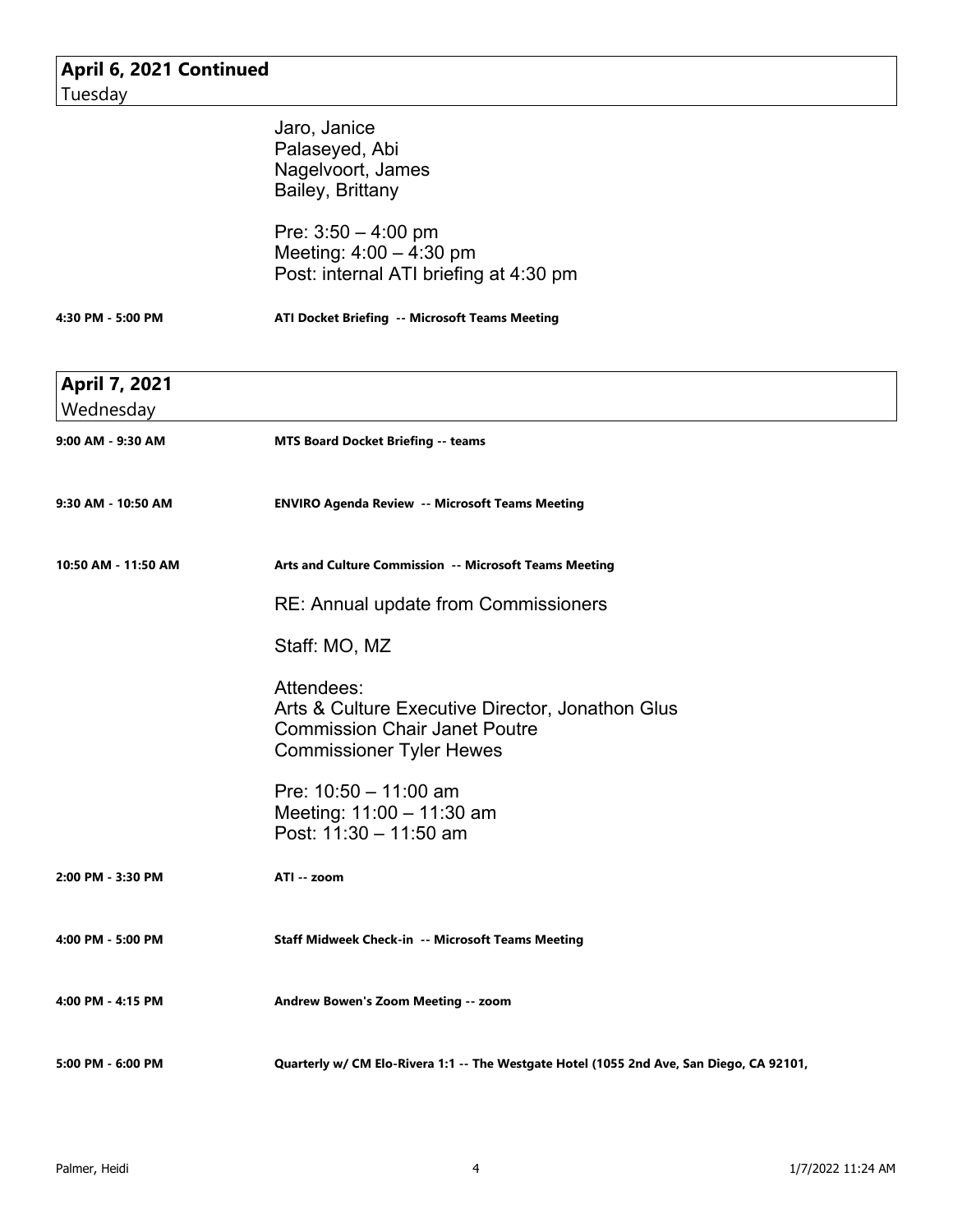## April 6, 2021 Continued

Tuesday

Jaro, Janice
Palaseyed, Abi
Nagelvoort, James
Bailey, Brittany

Pre: 3:50 – 4:00 pm
Meeting: 4:00 – 4:30 pm
Post: internal ATI briefing at 4:30 pm

**4:30 PM - 5:00 PM** — **ATI Docket Briefing -- Microsoft Teams Meeting**

## April 7, 2021

Wednesday

**9:00 AM - 9:30 AM** — **MTS Board Docket Briefing -- teams**

**9:30 AM - 10:50 AM** — **ENVIRO Agenda Review -- Microsoft Teams Meeting**

**10:50 AM - 11:50 AM** — **Arts and Culture Commission -- Microsoft Teams Meeting**

RE: Annual update from Commissioners

Staff: MO, MZ

Attendees:
Arts & Culture Executive Director, Jonathon Glus
Commission Chair Janet Poutre
Commissioner Tyler Hewes

Pre: 10:50 – 11:00 am
Meeting: 11:00 – 11:30 am
Post: 11:30 – 11:50 am

**2:00 PM - 3:30 PM** — **ATI -- zoom**

**4:00 PM - 5:00 PM** — **Staff Midweek Check-in -- Microsoft Teams Meeting**

**4:00 PM - 4:15 PM** — **Andrew Bowen's Zoom Meeting -- zoom**

**5:00 PM - 6:00 PM** — **Quarterly w/ CM Elo-Rivera 1:1 -- The Westgate Hotel (1055 2nd Ave, San Diego, CA 92101,**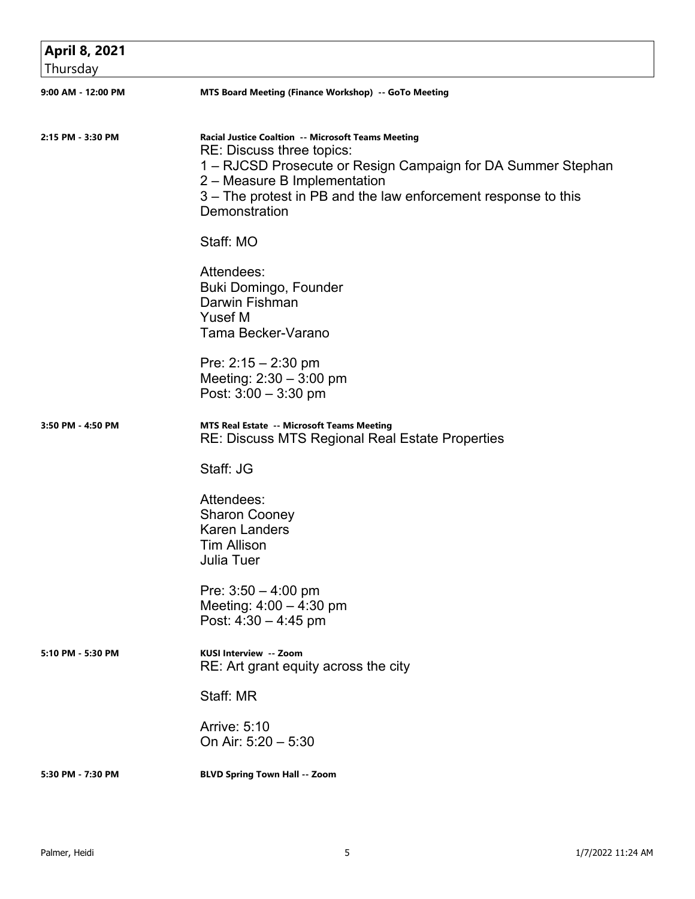## April 8, 2021
Thursday

**9:00 AM - 12:00 PM** — **MTS Board Meeting (Finance Workshop) -- GoTo Meeting**

**2:15 PM - 3:30 PM** — **Racial Justice Coaltion -- Microsoft Teams Meeting**

RE: Discuss three topics:
1 – RJCSD Prosecute or Resign Campaign for DA Summer Stephan
2 – Measure B Implementation
3 – The protest in PB and the law enforcement response to this Demonstration

Staff: MO

Attendees:
Buki Domingo, Founder
Darwin Fishman
Yusef M
Tama Becker-Varano

Pre: 2:15 – 2:30 pm
Meeting: 2:30 – 3:00 pm
Post: 3:00 – 3:30 pm

**3:50 PM - 4:50 PM** — **MTS Real Estate -- Microsoft Teams Meeting**

RE: Discuss MTS Regional Real Estate Properties

Staff: JG

Attendees:
Sharon Cooney
Karen Landers
Tim Allison
Julia Tuer

Pre: 3:50 – 4:00 pm
Meeting: 4:00 – 4:30 pm
Post: 4:30 – 4:45 pm

**5:10 PM - 5:30 PM** — **KUSI Interview -- Zoom**

RE: Art grant equity across the city

Staff: MR

Arrive: 5:10
On Air: 5:20 – 5:30

**5:30 PM - 7:30 PM** — **BLVD Spring Town Hall -- Zoom**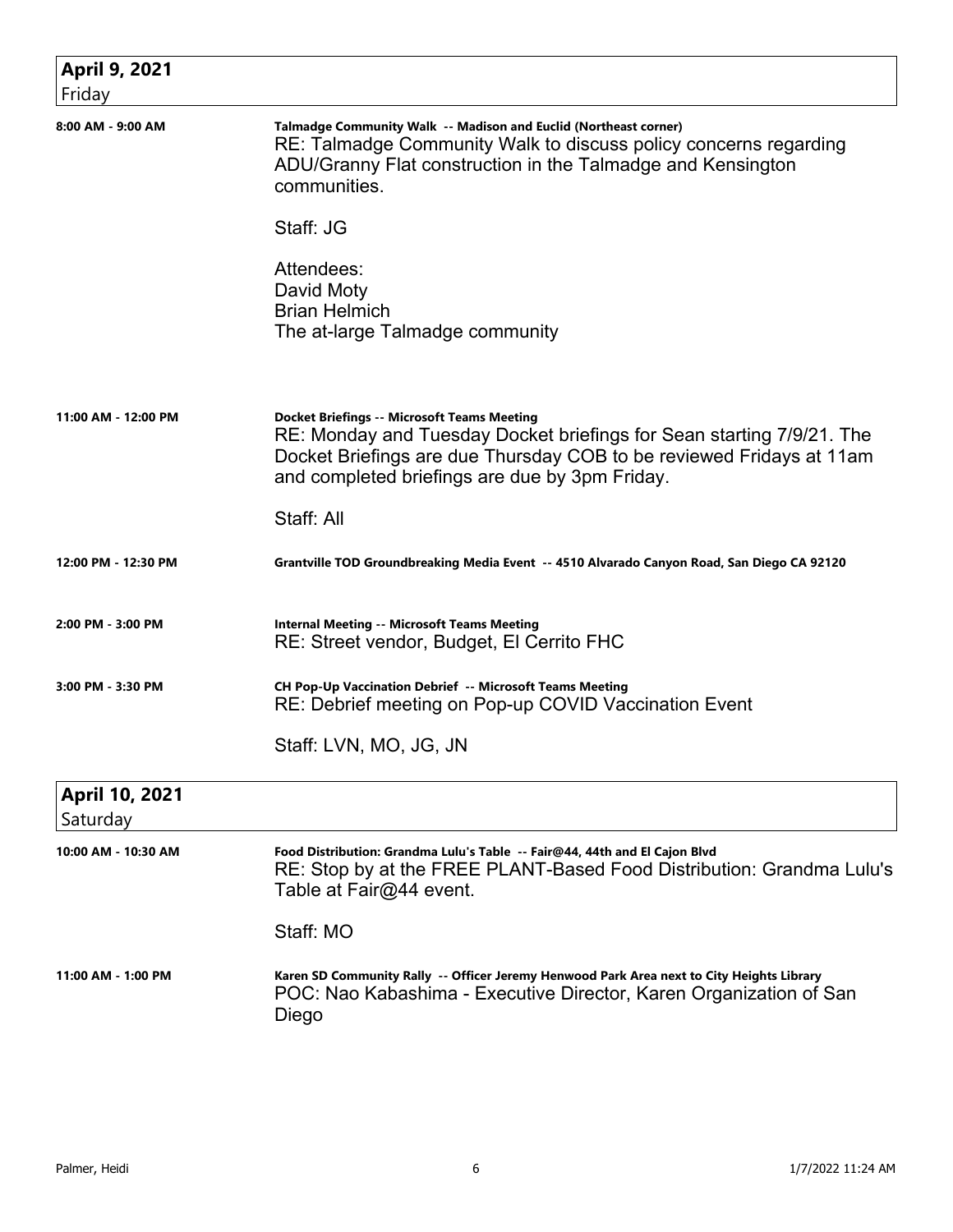## April 9, 2021
Friday

**8:00 AM - 9:00 AM**

**Talmadge Community Walk -- Madison and Euclid (Northeast corner)**
RE: Talmadge Community Walk to discuss policy concerns regarding ADU/Granny Flat construction in the Talmadge and Kensington communities.

Staff: JG

Attendees:
David Moty
Brian Helmich
The at-large Talmadge community

**11:00 AM - 12:00 PM**

**Docket Briefings -- Microsoft Teams Meeting**
RE: Monday and Tuesday Docket briefings for Sean starting 7/9/21. The Docket Briefings are due Thursday COB to be reviewed Fridays at 11am and completed briefings are due by 3pm Friday.

Staff: All

**12:00 PM - 12:30 PM**

**Grantville TOD Groundbreaking Media Event -- 4510 Alvarado Canyon Road, San Diego CA 92120**

**2:00 PM - 3:00 PM**

**Internal Meeting -- Microsoft Teams Meeting**
RE: Street vendor, Budget, El Cerrito FHC

**3:00 PM - 3:30 PM**

**CH Pop-Up Vaccination Debrief -- Microsoft Teams Meeting**
RE: Debrief meeting on Pop-up COVID Vaccination Event

Staff: LVN, MO, JG, JN

## April 10, 2021
Saturday

**10:00 AM - 10:30 AM**

**Food Distribution: Grandma Lulu's Table -- Fair@44, 44th and El Cajon Blvd**
RE: Stop by at the FREE PLANT-Based Food Distribution: Grandma Lulu's Table at Fair@44 event.

Staff: MO

**11:00 AM - 1:00 PM**

**Karen SD Community Rally -- Officer Jeremy Henwood Park Area next to City Heights Library**
POC: Nao Kabashima - Executive Director, Karen Organization of San Diego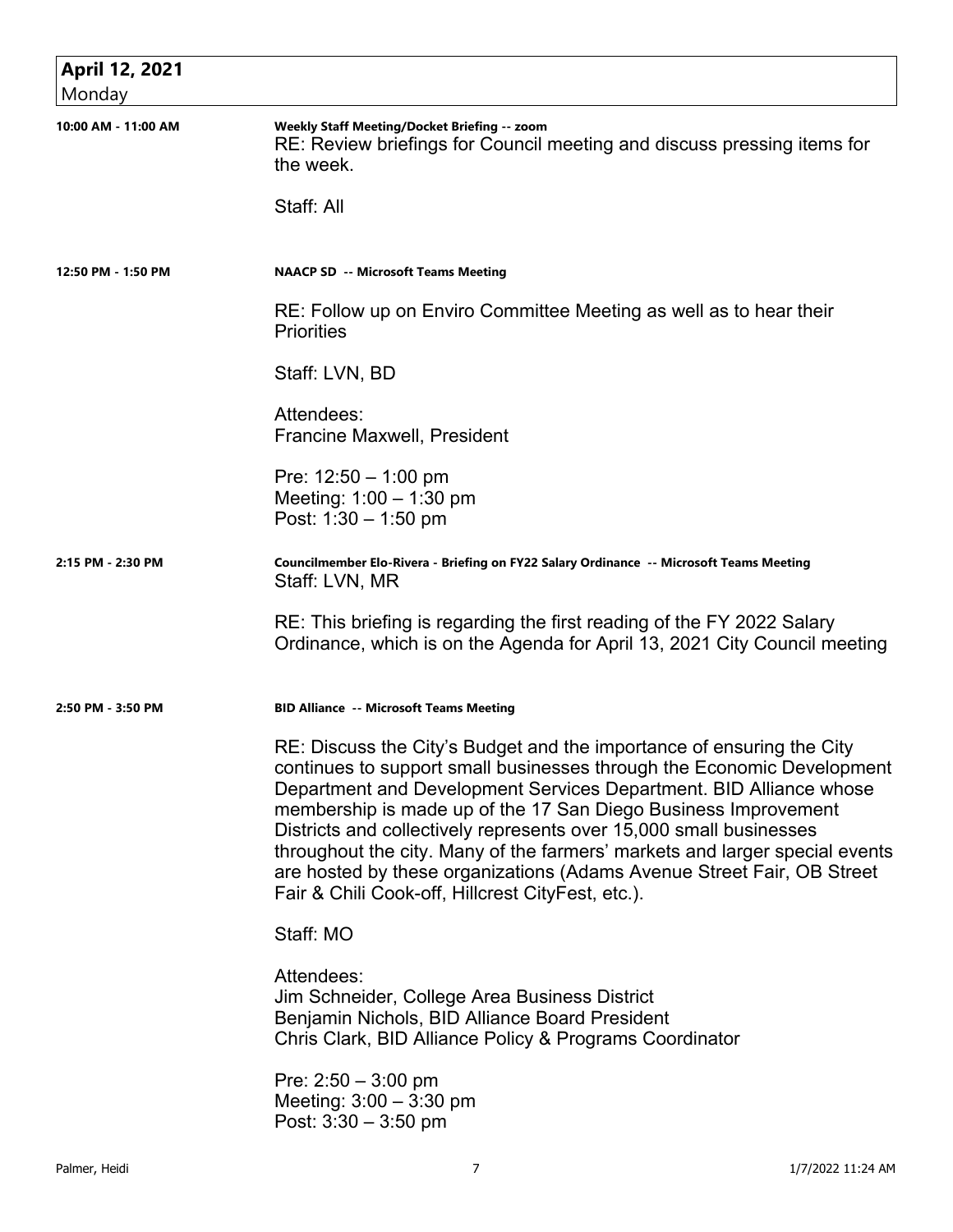## April 12, 2021
Monday

**10:00 AM - 11:00 AM**

**Weekly Staff Meeting/Docket Briefing -- zoom**

RE: Review briefings for Council meeting and discuss pressing items for the week.

Staff: All

**12:50 PM - 1:50 PM**

**NAACP SD -- Microsoft Teams Meeting**

RE: Follow up on Enviro Committee Meeting as well as to hear their Priorities

Staff: LVN, BD

Attendees:
Francine Maxwell, President

Pre: 12:50 – 1:00 pm
Meeting: 1:00 – 1:30 pm
Post: 1:30 – 1:50 pm

**2:15 PM - 2:30 PM**

**Councilmember Elo-Rivera - Briefing on FY22 Salary Ordinance -- Microsoft Teams Meeting**

Staff: LVN, MR

RE: This briefing is regarding the first reading of the FY 2022 Salary Ordinance, which is on the Agenda for April 13, 2021 City Council meeting

**2:50 PM - 3:50 PM**

**BID Alliance -- Microsoft Teams Meeting**

RE: Discuss the City's Budget and the importance of ensuring the City continues to support small businesses through the Economic Development Department and Development Services Department. BID Alliance whose membership is made up of the 17 San Diego Business Improvement Districts and collectively represents over 15,000 small businesses throughout the city. Many of the farmers' markets and larger special events are hosted by these organizations (Adams Avenue Street Fair, OB Street Fair & Chili Cook-off, Hillcrest CityFest, etc.).

Staff: MO

Attendees:
Jim Schneider, College Area Business District
Benjamin Nichols, BID Alliance Board President
Chris Clark, BID Alliance Policy & Programs Coordinator

Pre: 2:50 – 3:00 pm
Meeting: 3:00 – 3:30 pm
Post: 3:30 – 3:50 pm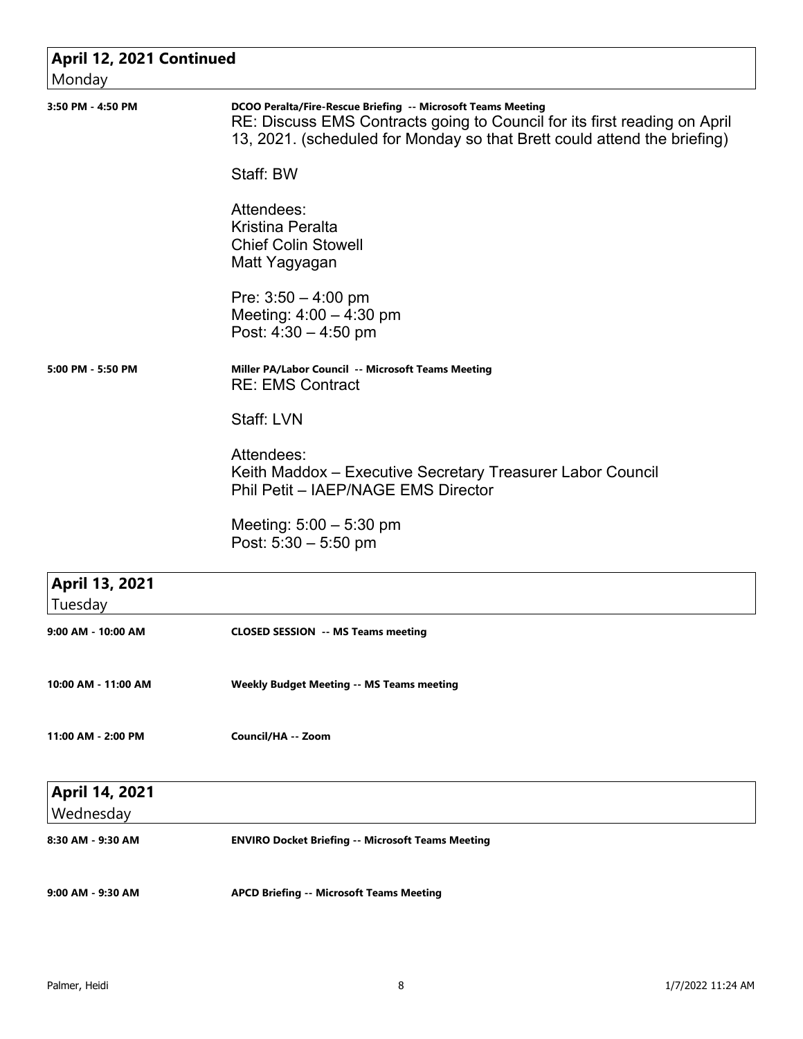## April 12, 2021 Continued
Monday

**3:50 PM - 4:50 PM**

**DCOO Peralta/Fire-Rescue Briefing -- Microsoft Teams Meeting**

RE: Discuss EMS Contracts going to Council for its first reading on April 13, 2021. (scheduled for Monday so that Brett could attend the briefing)

Staff: BW

Attendees:
Kristina Peralta
Chief Colin Stowell
Matt Yagyagan

Pre: 3:50 – 4:00 pm
Meeting: 4:00 – 4:30 pm
Post: 4:30 – 4:50 pm

**5:00 PM - 5:50 PM**

**Miller PA/Labor Council -- Microsoft Teams Meeting**

RE: EMS Contract

Staff: LVN

Attendees:
Keith Maddox – Executive Secretary Treasurer Labor Council
Phil Petit – IAEP/NAGE EMS Director

Meeting: 5:00 – 5:30 pm
Post: 5:30 – 5:50 pm

## April 13, 2021
Tuesday

**9:00 AM - 10:00 AM** — **CLOSED SESSION -- MS Teams meeting**

**10:00 AM - 11:00 AM** — **Weekly Budget Meeting -- MS Teams meeting**

**11:00 AM - 2:00 PM** — **Council/HA -- Zoom**

## April 14, 2021
Wednesday

**8:30 AM - 9:30 AM** — **ENVIRO Docket Briefing -- Microsoft Teams Meeting**

**9:00 AM - 9:30 AM** — **APCD Briefing -- Microsoft Teams Meeting**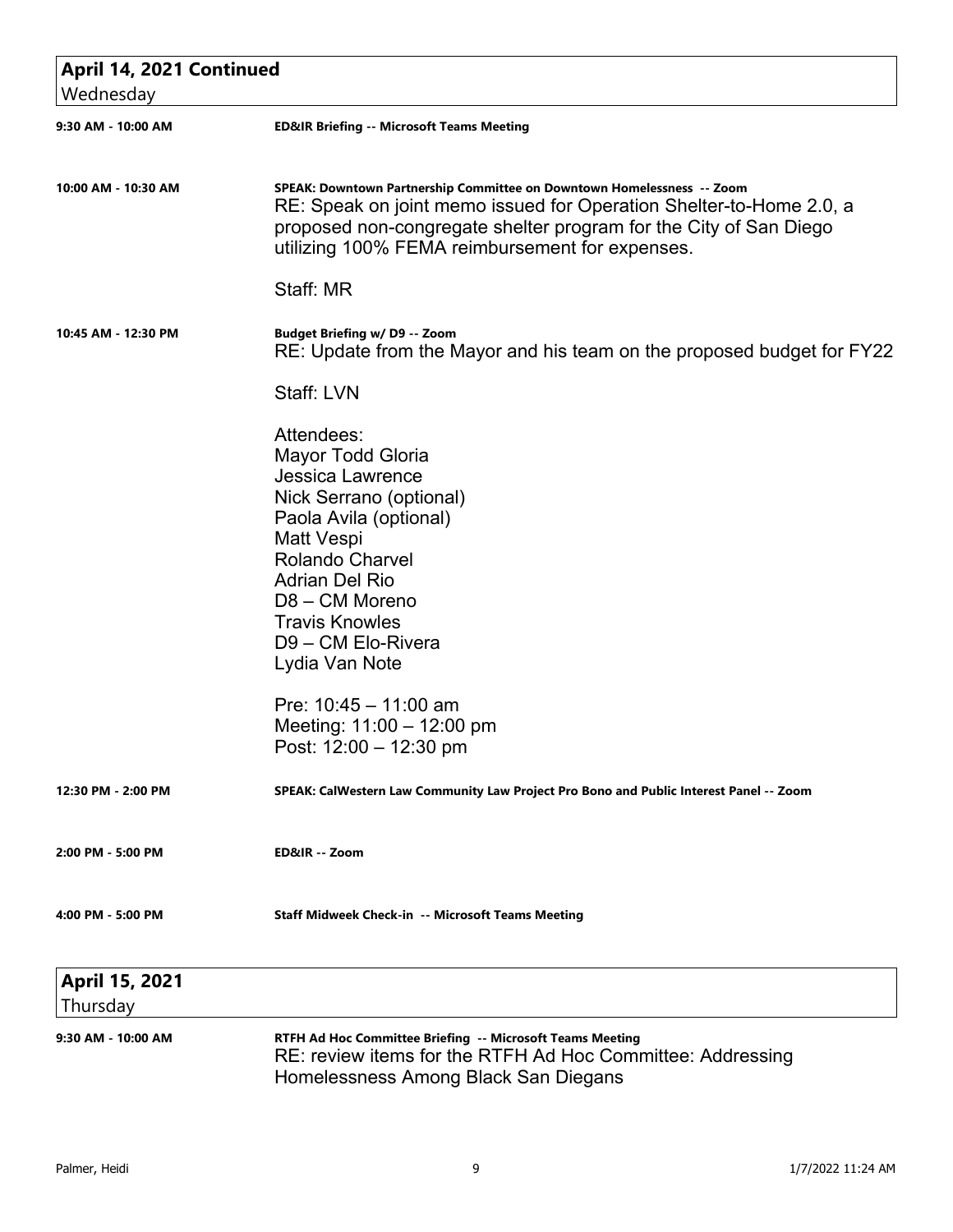## April 14, 2021 Continued

Wednesday

**9:30 AM - 10:00 AM** — **ED&IR Briefing -- Microsoft Teams Meeting**

**10:00 AM - 10:30 AM** — **SPEAK: Downtown Partnership Committee on Downtown Homelessness -- Zoom**

RE: Speak on joint memo issued for Operation Shelter-to-Home 2.0, a proposed non-congregate shelter program for the City of San Diego utilizing 100% FEMA reimbursement for expenses.

Staff: MR

**10:45 AM - 12:30 PM** — **Budget Briefing w/ D9 -- Zoom**

RE: Update from the Mayor and his team on the proposed budget for FY22

Staff: LVN

Attendees:
Mayor Todd Gloria
Jessica Lawrence
Nick Serrano (optional)
Paola Avila (optional)
Matt Vespi
Rolando Charvel
Adrian Del Rio
D8 – CM Moreno
Travis Knowles
D9 – CM Elo-Rivera
Lydia Van Note

Pre: 10:45 – 11:00 am
Meeting: 11:00 – 12:00 pm
Post: 12:00 – 12:30 pm

**12:30 PM - 2:00 PM** — **SPEAK: CalWestern Law Community Law Project Pro Bono and Public Interest Panel -- Zoom**

**2:00 PM - 5:00 PM** — **ED&IR -- Zoom**

**4:00 PM - 5:00 PM** — **Staff Midweek Check-in -- Microsoft Teams Meeting**

## April 15, 2021

Thursday

**9:30 AM - 10:00 AM** — **RTFH Ad Hoc Committee Briefing -- Microsoft Teams Meeting**

RE: review items for the RTFH Ad Hoc Committee: Addressing Homelessness Among Black San Diegans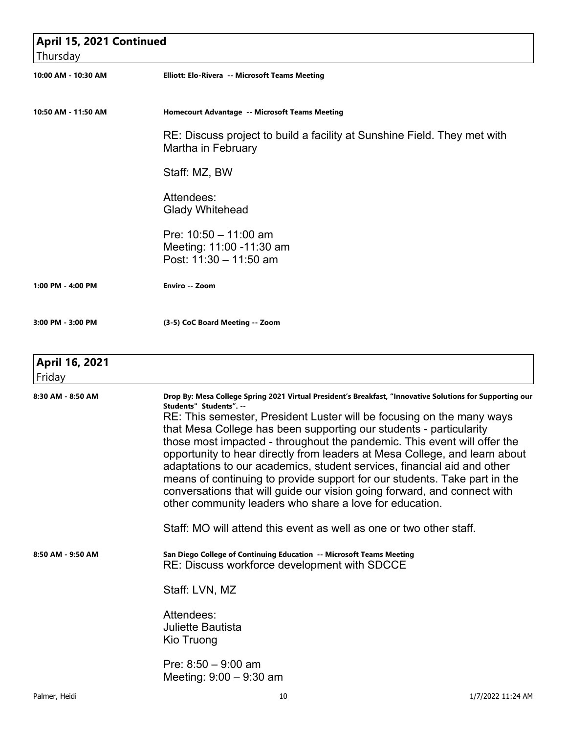## April 15, 2021 Continued
Thursday

**10:00 AM - 10:30 AM** — **Elliott: Elo-Rivera -- Microsoft Teams Meeting**

**10:50 AM - 11:50 AM** — **Homecourt Advantage -- Microsoft Teams Meeting**

RE: Discuss project to build a facility at Sunshine Field. They met with Martha in February

Staff: MZ, BW

Attendees:
Glady Whitehead

Pre: 10:50 – 11:00 am
Meeting: 11:00 -11:30 am
Post: 11:30 – 11:50 am

**1:00 PM - 4:00 PM** — **Enviro -- Zoom**

**3:00 PM - 3:00 PM** — **(3-5) CoC Board Meeting -- Zoom**

## April 16, 2021
Friday

**8:30 AM - 8:50 AM** — **Drop By: Mesa College Spring 2021 Virtual President's Breakfast, "Innovative Solutions for Supporting our Students" Students". --**

RE: This semester, President Luster will be focusing on the many ways that Mesa College has been supporting our students - particularity those most impacted - throughout the pandemic. This event will offer the opportunity to hear directly from leaders at Mesa College, and learn about adaptations to our academics, student services, financial aid and other means of continuing to provide support for our students. Take part in the conversations that will guide our vision going forward, and connect with other community leaders who share a love for education.

Staff: MO will attend this event as well as one or two other staff.

**8:50 AM - 9:50 AM** — **San Diego College of Continuing Education -- Microsoft Teams Meeting**

RE: Discuss workforce development with SDCCE

Staff: LVN, MZ

Attendees:
Juliette Bautista
Kio Truong

Pre: 8:50 – 9:00 am
Meeting: 9:00 – 9:30 am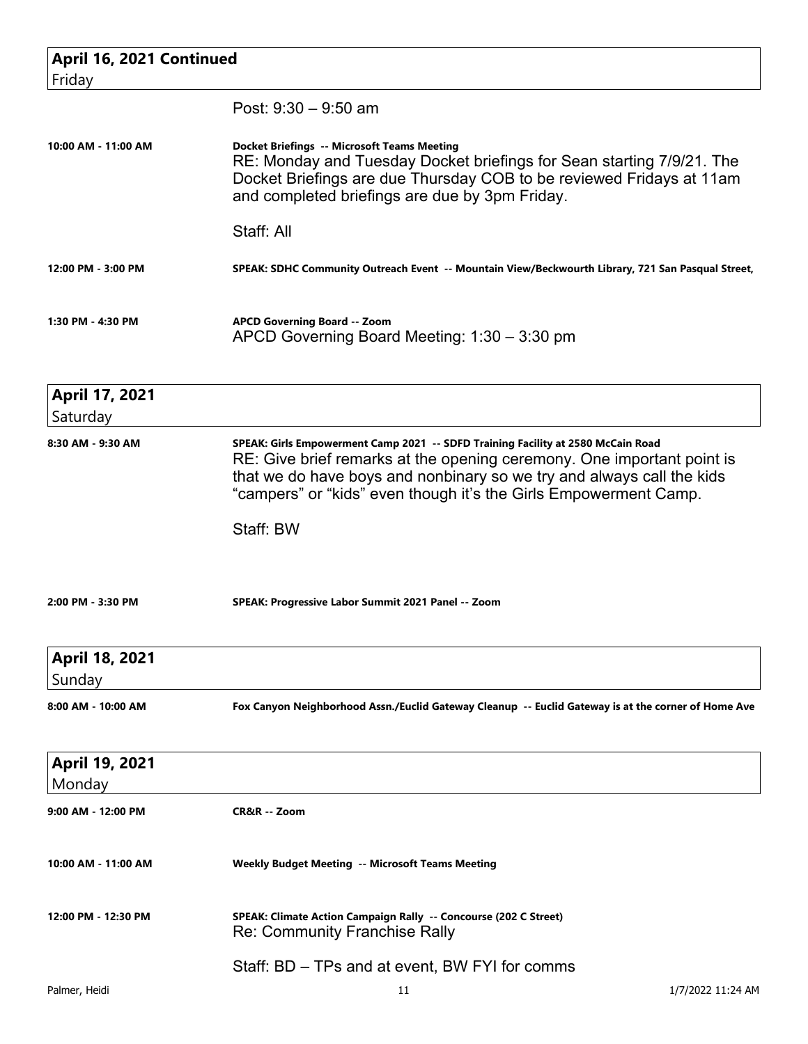## April 16, 2021 Continued
Friday

Post: 9:30 – 9:50 am

**10:00 AM - 11:00 AM** — **Docket Briefings -- Microsoft Teams Meeting**

RE: Monday and Tuesday Docket briefings for Sean starting 7/9/21. The Docket Briefings are due Thursday COB to be reviewed Fridays at 11am and completed briefings are due by 3pm Friday.

Staff: All

**12:00 PM - 3:00 PM** — **SPEAK: SDHC Community Outreach Event -- Mountain View/Beckwourth Library, 721 San Pasqual Street,**

**1:30 PM - 4:30 PM** — **APCD Governing Board -- Zoom**

APCD Governing Board Meeting: 1:30 – 3:30 pm

## April 17, 2021
Saturday

**8:30 AM - 9:30 AM** — **SPEAK: Girls Empowerment Camp 2021 -- SDFD Training Facility at 2580 McCain Road**

RE: Give brief remarks at the opening ceremony. One important point is that we do have boys and nonbinary so we try and always call the kids "campers" or "kids" even though it's the Girls Empowerment Camp.

Staff: BW

**2:00 PM - 3:30 PM** — **SPEAK: Progressive Labor Summit 2021 Panel -- Zoom**

## April 18, 2021
Sunday

**8:00 AM - 10:00 AM** — **Fox Canyon Neighborhood Assn./Euclid Gateway Cleanup -- Euclid Gateway is at the corner of Home Ave**

## April 19, 2021
Monday

**9:00 AM - 12:00 PM** — **CR&R -- Zoom**

**10:00 AM - 11:00 AM** — **Weekly Budget Meeting -- Microsoft Teams Meeting**

**12:00 PM - 12:30 PM** — **SPEAK: Climate Action Campaign Rally -- Concourse (202 C Street)**

Re: Community Franchise Rally

Staff: BD – TPs and at event, BW FYI for comms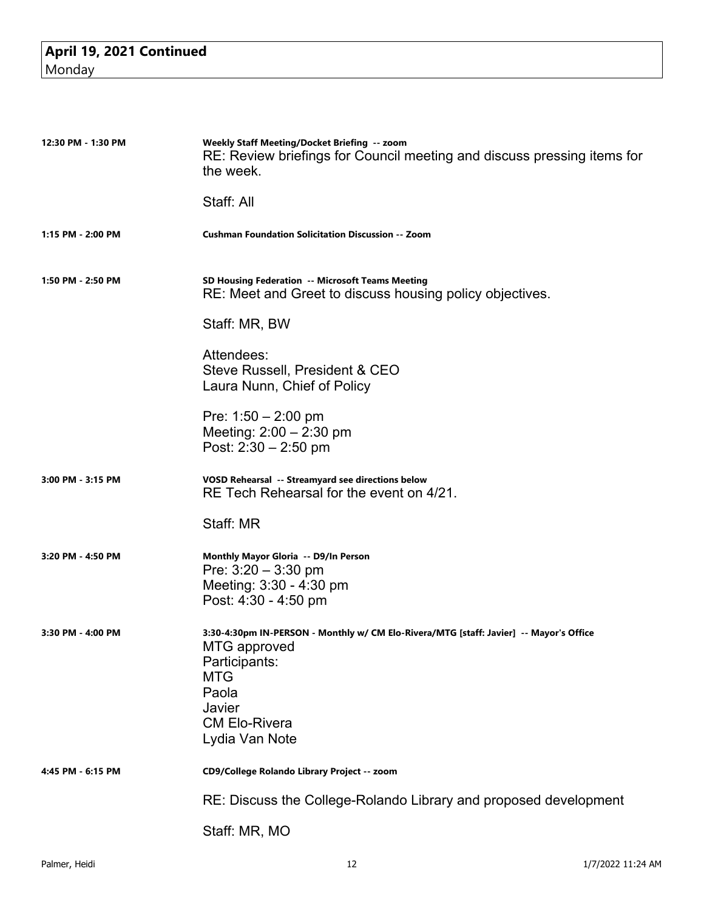**April 19, 2021 Continued**
Monday

| | |
|---|---|
| 12:30 PM - 1:30 PM | **Weekly Staff Meeting/Docket Briefing -- zoom**<br>RE: Review briefings for Council meeting and discuss pressing items for the week.<br><br>Staff: All |
| 1:15 PM - 2:00 PM | **Cushman Foundation Solicitation Discussion -- Zoom** |
| 1:50 PM - 2:50 PM | **SD Housing Federation -- Microsoft Teams Meeting**<br>RE: Meet and Greet to discuss housing policy objectives.<br><br>Staff: MR, BW<br><br>Attendees:<br>Steve Russell, President & CEO<br>Laura Nunn, Chief of Policy<br><br>Pre: 1:50 – 2:00 pm<br>Meeting: 2:00 – 2:30 pm<br>Post: 2:30 – 2:50 pm |
| 3:00 PM - 3:15 PM | **VOSD Rehearsal -- Streamyard see directions below**<br>RE Tech Rehearsal for the event on 4/21.<br><br>Staff: MR |
| 3:20 PM - 4:50 PM | **Monthly Mayor Gloria -- D9/In Person**<br>Pre: 3:20 – 3:30 pm<br>Meeting: 3:30 - 4:30 pm<br>Post: 4:30 - 4:50 pm |
| 3:30 PM - 4:00 PM | **3:30-4:30pm IN-PERSON - Monthly w/ CM Elo-Rivera/MTG [staff: Javier] -- Mayor's Office**<br>MTG approved<br>Participants:<br>MTG<br>Paola<br>Javier<br>CM Elo-Rivera<br>Lydia Van Note |
| 4:45 PM - 6:15 PM | **CD9/College Rolando Library Project -- zoom**<br><br>RE: Discuss the College-Rolando Library and proposed development<br><br>Staff: MR, MO |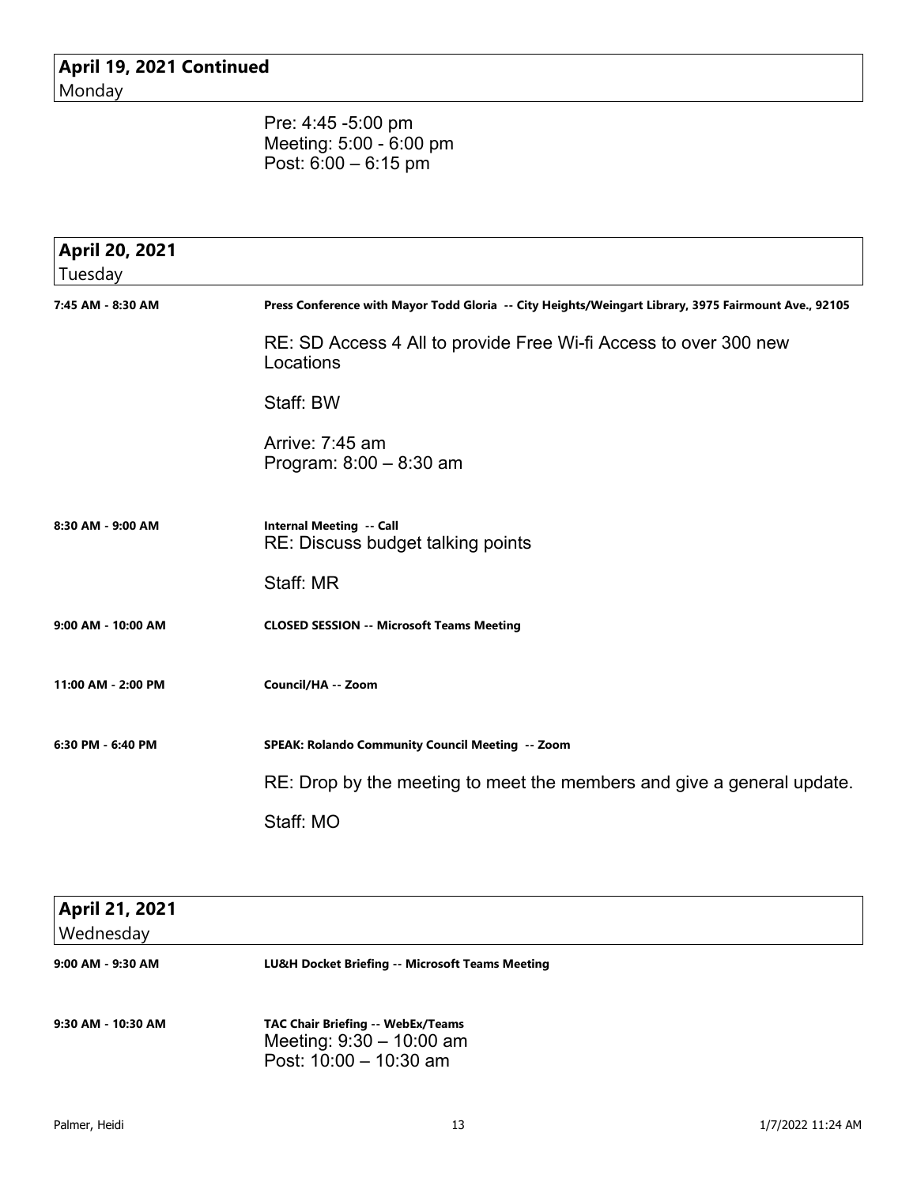## April 19, 2021 Continued
Monday

Pre: 4:45 -5:00 pm
Meeting: 5:00 - 6:00 pm
Post: 6:00 – 6:15 pm

## April 20, 2021
Tuesday

**7:45 AM - 8:30 AM** — **Press Conference with Mayor Todd Gloria -- City Heights/Weingart Library, 3975 Fairmount Ave., 92105**

RE: SD Access 4 All to provide Free Wi-fi Access to over 300 new Locations

Staff: BW

Arrive: 7:45 am
Program: 8:00 – 8:30 am

**8:30 AM - 9:00 AM** — **Internal Meeting -- Call**
RE: Discuss budget talking points

Staff: MR

**9:00 AM - 10:00 AM** — **CLOSED SESSION -- Microsoft Teams Meeting**

**11:00 AM - 2:00 PM** — **Council/HA -- Zoom**

**6:30 PM - 6:40 PM** — **SPEAK: Rolando Community Council Meeting -- Zoom**

RE: Drop by the meeting to meet the members and give a general update.

Staff: MO

## April 21, 2021
Wednesday

**9:00 AM - 9:30 AM** — **LU&H Docket Briefing -- Microsoft Teams Meeting**

**9:30 AM - 10:30 AM** — **TAC Chair Briefing -- WebEx/Teams**
Meeting: 9:30 – 10:00 am
Post: 10:00 – 10:30 am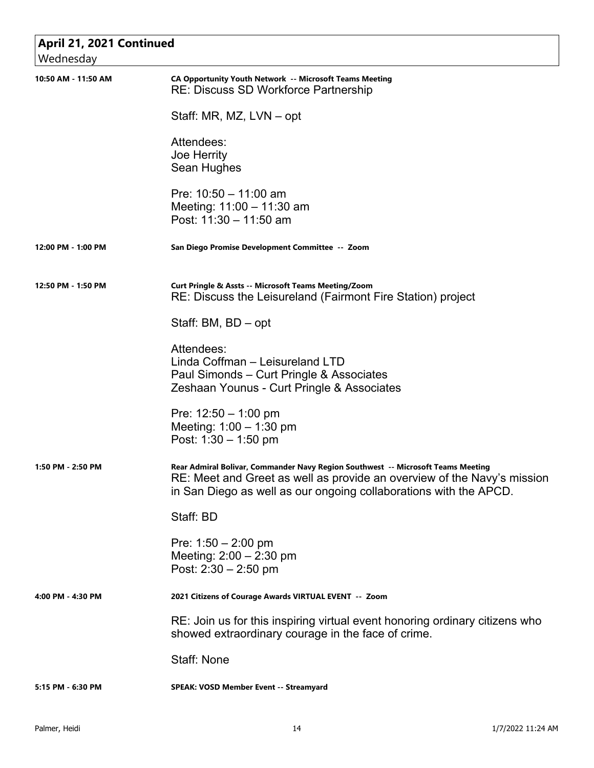## April 21, 2021 Continued
Wednesday

**10:50 AM - 11:50 AM** — **CA Opportunity Youth Network -- Microsoft Teams Meeting**

RE: Discuss SD Workforce Partnership

Staff: MR, MZ, LVN – opt

Attendees:
Joe Herrity
Sean Hughes

Pre: 10:50 – 11:00 am
Meeting: 11:00 – 11:30 am
Post: 11:30 – 11:50 am

**12:00 PM - 1:00 PM** — **San Diego Promise Development Committee -- Zoom**

**12:50 PM - 1:50 PM** — **Curt Pringle & Assts -- Microsoft Teams Meeting/Zoom**

RE: Discuss the Leisureland (Fairmont Fire Station) project

Staff: BM, BD – opt

Attendees:
Linda Coffman – Leisureland LTD
Paul Simonds – Curt Pringle & Associates
Zeshaan Younus - Curt Pringle & Associates

Pre: 12:50 – 1:00 pm
Meeting: 1:00 – 1:30 pm
Post: 1:30 – 1:50 pm

**1:50 PM - 2:50 PM** — **Rear Admiral Bolivar, Commander Navy Region Southwest -- Microsoft Teams Meeting**

RE: Meet and Greet as well as provide an overview of the Navy's mission in San Diego as well as our ongoing collaborations with the APCD.

Staff: BD

Pre: 1:50 – 2:00 pm
Meeting: 2:00 – 2:30 pm
Post: 2:30 – 2:50 pm

**4:00 PM - 4:30 PM** — **2021 Citizens of Courage Awards VIRTUAL EVENT -- Zoom**

RE: Join us for this inspiring virtual event honoring ordinary citizens who showed extraordinary courage in the face of crime.

Staff: None

**5:15 PM - 6:30 PM** — **SPEAK: VOSD Member Event -- Streamyard**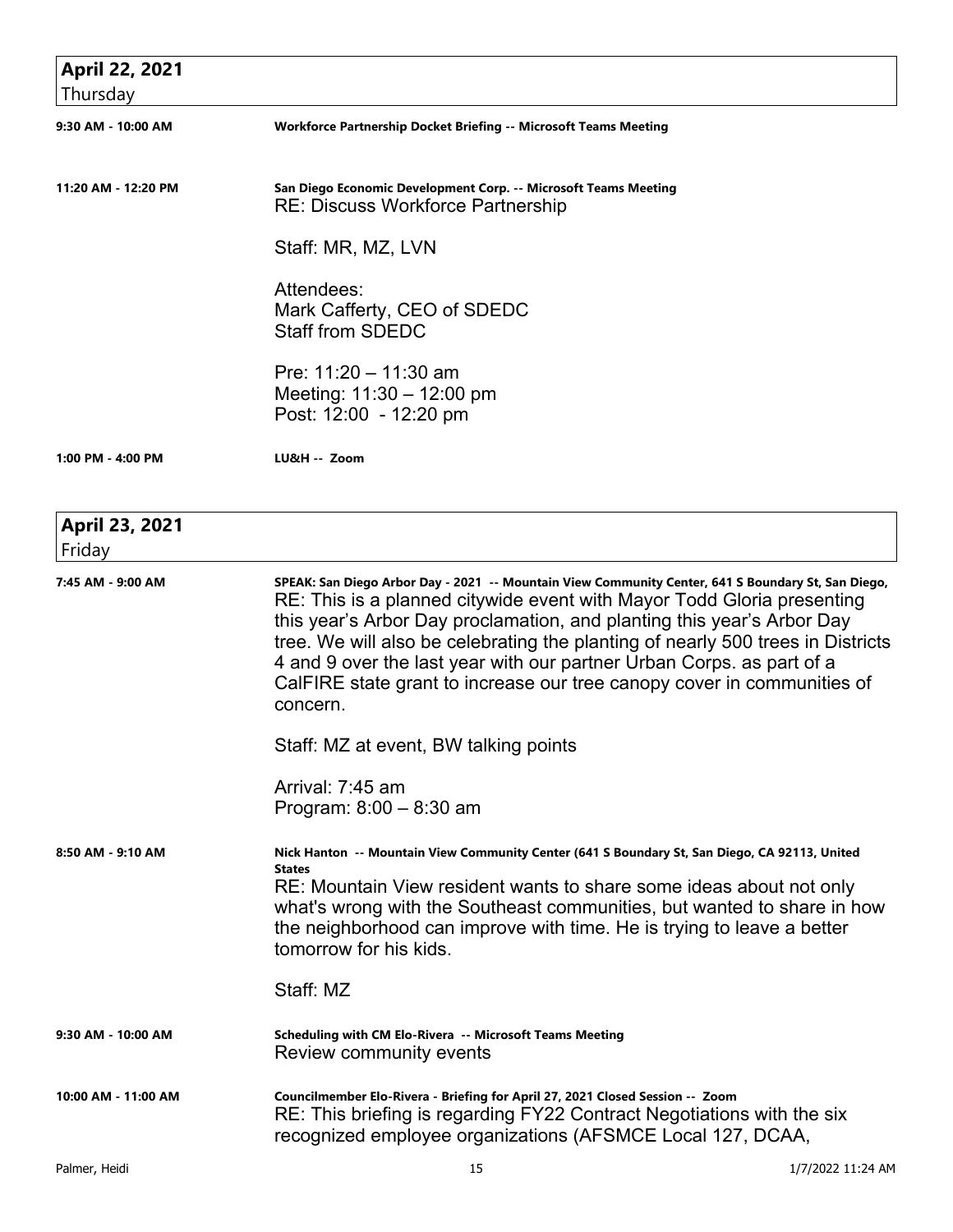## April 22, 2021
Thursday

**9:30 AM - 10:00 AM** — **Workforce Partnership Docket Briefing -- Microsoft Teams Meeting**

**11:20 AM - 12:20 PM** — **San Diego Economic Development Corp. -- Microsoft Teams Meeting**

RE: Discuss Workforce Partnership

Staff: MR, MZ, LVN

Attendees:
Mark Cafferty, CEO of SDEDC
Staff from SDEDC

Pre: 11:20 – 11:30 am
Meeting: 11:30 – 12:00 pm
Post: 12:00 - 12:20 pm

**1:00 PM - 4:00 PM** — **LU&H -- Zoom**

## April 23, 2021
Friday

**7:45 AM - 9:00 AM** — **SPEAK: San Diego Arbor Day - 2021 -- Mountain View Community Center, 641 S Boundary St, San Diego,**

RE: This is a planned citywide event with Mayor Todd Gloria presenting this year's Arbor Day proclamation, and planting this year's Arbor Day tree. We will also be celebrating the planting of nearly 500 trees in Districts 4 and 9 over the last year with our partner Urban Corps. as part of a CalFIRE state grant to increase our tree canopy cover in communities of concern.

Staff: MZ at event, BW talking points

Arrival: 7:45 am
Program: 8:00 – 8:30 am

**8:50 AM - 9:10 AM** — **Nick Hanton -- Mountain View Community Center (641 S Boundary St, San Diego, CA 92113, United States**

RE: Mountain View resident wants to share some ideas about not only what's wrong with the Southeast communities, but wanted to share in how the neighborhood can improve with time. He is trying to leave a better tomorrow for his kids.

Staff: MZ

**9:30 AM - 10:00 AM** — **Scheduling with CM Elo-Rivera -- Microsoft Teams Meeting**

Review community events

**10:00 AM - 11:00 AM** — **Councilmember Elo-Rivera - Briefing for April 27, 2021 Closed Session -- Zoom**

RE: This briefing is regarding FY22 Contract Negotiations with the six recognized employee organizations (AFSMCE Local 127, DCAA,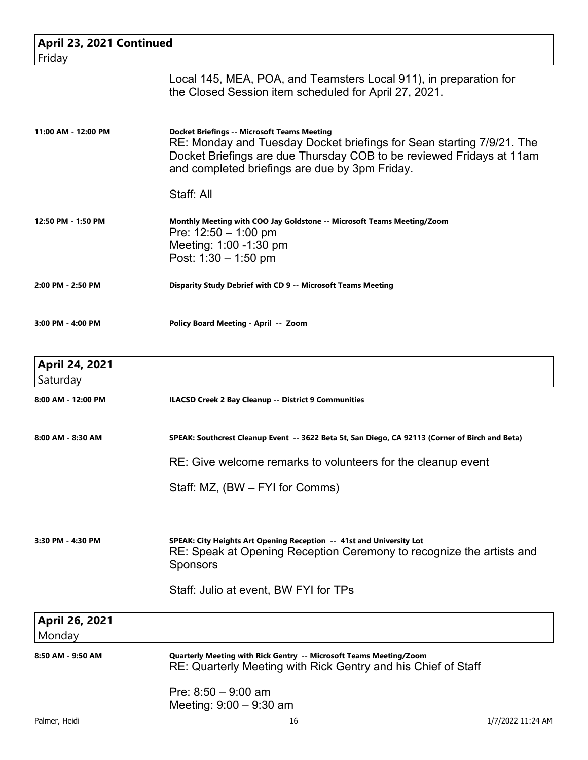## April 23, 2021 Continued

Friday

Local 145, MEA, POA, and Teamsters Local 911), in preparation for the Closed Session item scheduled for April 27, 2021.

**11:00 AM - 12:00 PM**

**Docket Briefings -- Microsoft Teams Meeting**

RE: Monday and Tuesday Docket briefings for Sean starting 7/9/21. The Docket Briefings are due Thursday COB to be reviewed Fridays at 11am and completed briefings are due by 3pm Friday.

Staff: All

**12:50 PM - 1:50 PM**

**Monthly Meeting with COO Jay Goldstone -- Microsoft Teams Meeting/Zoom**

Pre: 12:50 – 1:00 pm
Meeting: 1:00 -1:30 pm
Post: 1:30 – 1:50 pm

**2:00 PM - 2:50 PM**

**Disparity Study Debrief with CD 9 -- Microsoft Teams Meeting**

**3:00 PM - 4:00 PM**

**Policy Board Meeting - April -- Zoom**

## April 24, 2021

Saturday

**8:00 AM - 12:00 PM**

**ILACSD Creek 2 Bay Cleanup -- District 9 Communities**

**8:00 AM - 8:30 AM**

**SPEAK: Southcrest Cleanup Event -- 3622 Beta St, San Diego, CA 92113 (Corner of Birch and Beta)**

RE: Give welcome remarks to volunteers for the cleanup event

Staff: MZ, (BW – FYI for Comms)

**3:30 PM - 4:30 PM**

**SPEAK: City Heights Art Opening Reception -- 41st and University Lot**

RE: Speak at Opening Reception Ceremony to recognize the artists and Sponsors

Staff: Julio at event, BW FYI for TPs

## April 26, 2021

Monday

**8:50 AM - 9:50 AM**

**Quarterly Meeting with Rick Gentry -- Microsoft Teams Meeting/Zoom**

RE: Quarterly Meeting with Rick Gentry and his Chief of Staff

Pre: 8:50 – 9:00 am
Meeting: 9:00 – 9:30 am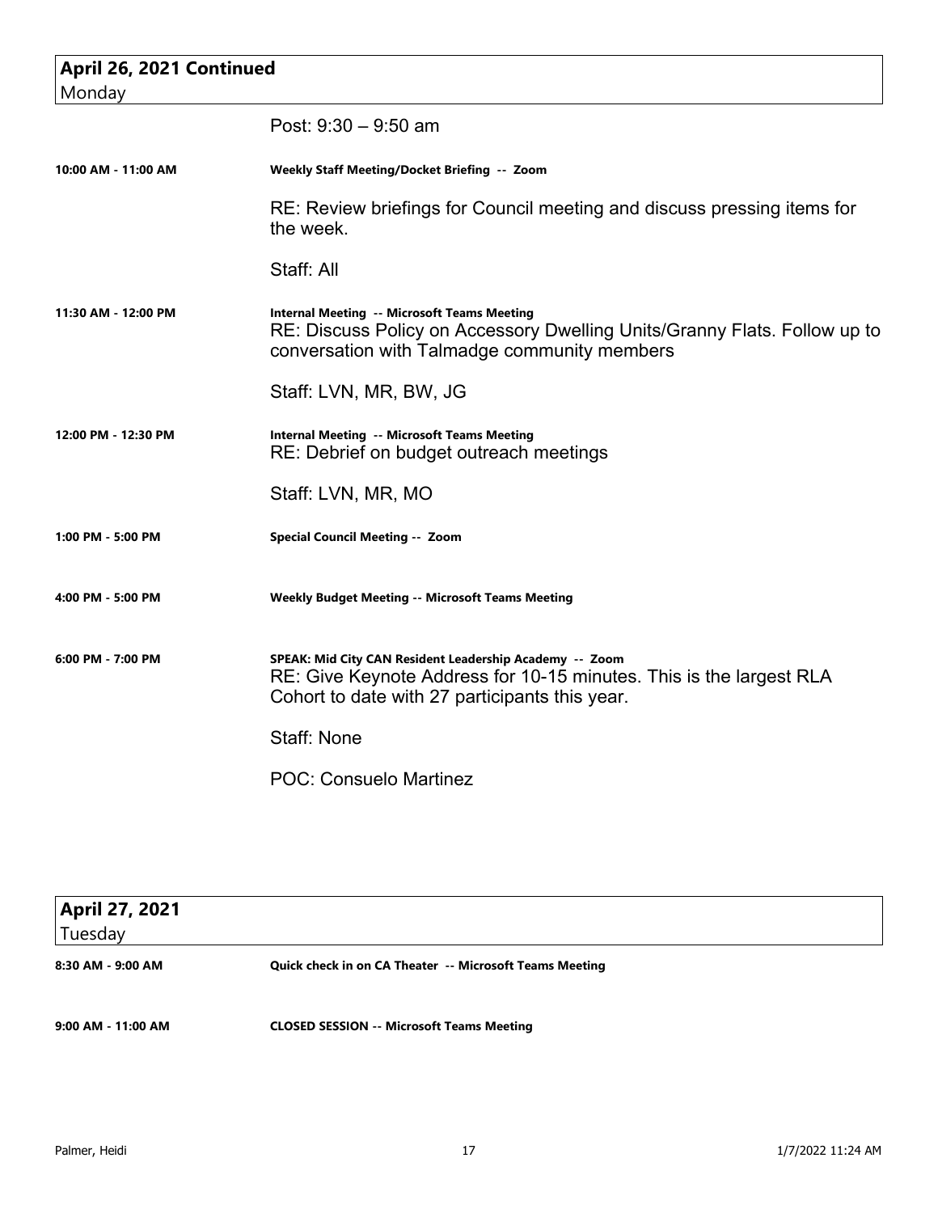## April 26, 2021 Continued
Monday

Post: 9:30 – 9:50 am

**10:00 AM - 11:00 AM** — **Weekly Staff Meeting/Docket Briefing -- Zoom**

RE: Review briefings for Council meeting and discuss pressing items for the week.

Staff: All

**11:30 AM - 12:00 PM** — **Internal Meeting -- Microsoft Teams Meeting**

RE: Discuss Policy on Accessory Dwelling Units/Granny Flats. Follow up to conversation with Talmadge community members

Staff: LVN, MR, BW, JG

**12:00 PM - 12:30 PM** — **Internal Meeting -- Microsoft Teams Meeting**

RE: Debrief on budget outreach meetings

Staff: LVN, MR, MO

**1:00 PM - 5:00 PM** — **Special Council Meeting -- Zoom**

**4:00 PM - 5:00 PM** — **Weekly Budget Meeting -- Microsoft Teams Meeting**

**6:00 PM - 7:00 PM** — **SPEAK: Mid City CAN Resident Leadership Academy -- Zoom**

RE: Give Keynote Address for 10-15 minutes. This is the largest RLA Cohort to date with 27 participants this year.

Staff: None

POC: Consuelo Martinez

## April 27, 2021
Tuesday

**8:30 AM - 9:00 AM** — **Quick check in on CA Theater -- Microsoft Teams Meeting**

**9:00 AM - 11:00 AM** — **CLOSED SESSION -- Microsoft Teams Meeting**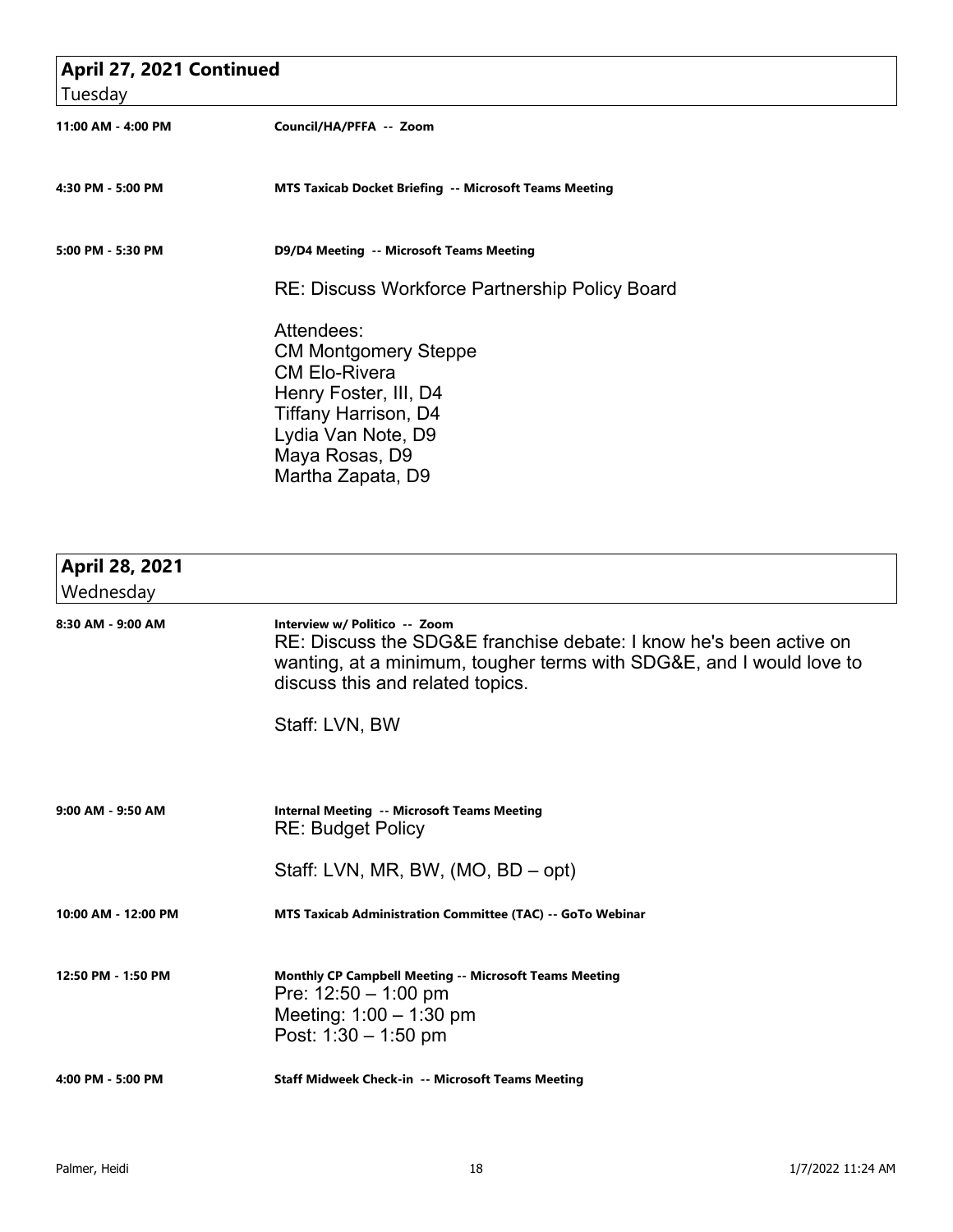## April 27, 2021 Continued

Tuesday

**11:00 AM - 4:00 PM** — **Council/HA/PFFA -- Zoom**

**4:30 PM - 5:00 PM** — **MTS Taxicab Docket Briefing -- Microsoft Teams Meeting**

**5:00 PM - 5:30 PM** — **D9/D4 Meeting -- Microsoft Teams Meeting**

RE: Discuss Workforce Partnership Policy Board

Attendees:
CM Montgomery Steppe
CM Elo-Rivera
Henry Foster, III, D4
Tiffany Harrison, D4
Lydia Van Note, D9
Maya Rosas, D9
Martha Zapata, D9

## April 28, 2021

Wednesday

**8:30 AM - 9:00 AM** — **Interview w/ Politico -- Zoom**

RE: Discuss the SDG&E franchise debate: I know he's been active on wanting, at a minimum, tougher terms with SDG&E, and I would love to discuss this and related topics.

Staff: LVN, BW

**9:00 AM - 9:50 AM** — **Internal Meeting -- Microsoft Teams Meeting**

RE: Budget Policy

Staff: LVN, MR, BW, (MO, BD – opt)

**10:00 AM - 12:00 PM** — **MTS Taxicab Administration Committee (TAC) -- GoTo Webinar**

**12:50 PM - 1:50 PM** — **Monthly CP Campbell Meeting -- Microsoft Teams Meeting**

Pre: 12:50 – 1:00 pm
Meeting: 1:00 – 1:30 pm
Post: 1:30 – 1:50 pm

**4:00 PM - 5:00 PM** — **Staff Midweek Check-in -- Microsoft Teams Meeting**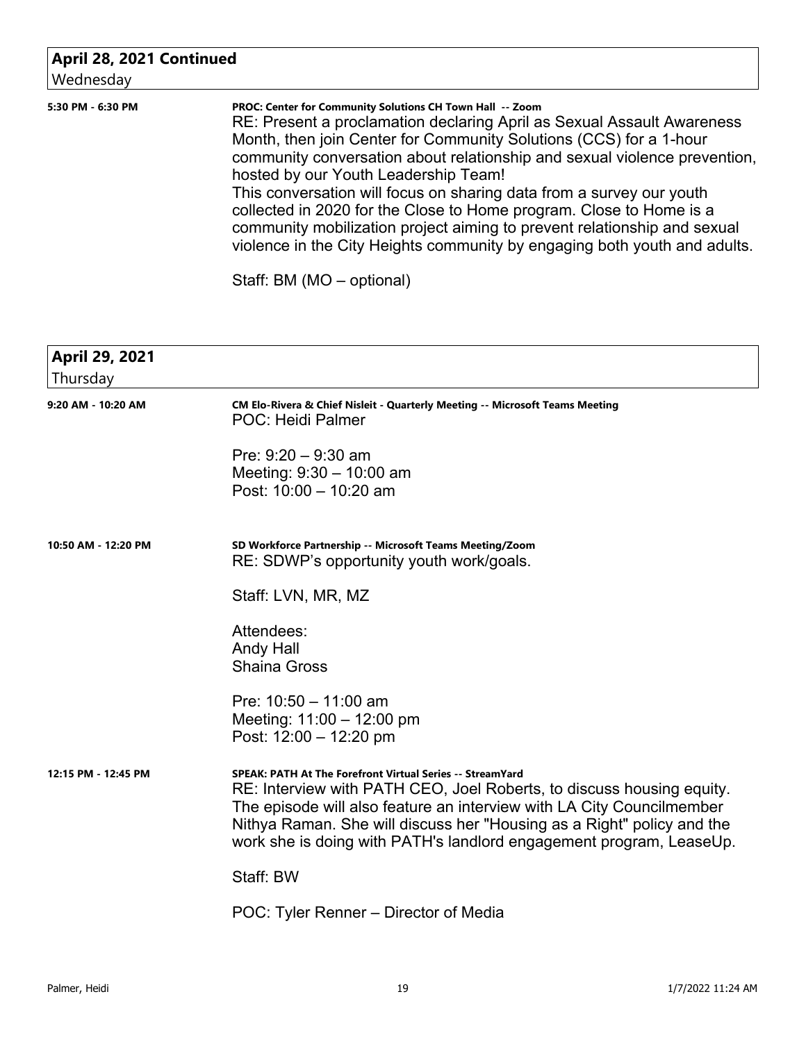## April 28, 2021 Continued

Wednesday

**5:30 PM - 6:30 PM**

**PROC: Center for Community Solutions CH Town Hall -- Zoom**

RE: Present a proclamation declaring April as Sexual Assault Awareness Month, then join Center for Community Solutions (CCS) for a 1-hour community conversation about relationship and sexual violence prevention, hosted by our Youth Leadership Team!
This conversation will focus on sharing data from a survey our youth collected in 2020 for the Close to Home program. Close to Home is a community mobilization project aiming to prevent relationship and sexual violence in the City Heights community by engaging both youth and adults.

Staff: BM (MO – optional)

## April 29, 2021

Thursday

**9:20 AM - 10:20 AM**

**CM Elo-Rivera & Chief Nisleit - Quarterly Meeting -- Microsoft Teams Meeting**

POC: Heidi Palmer

Pre: 9:20 – 9:30 am
Meeting: 9:30 – 10:00 am
Post: 10:00 – 10:20 am

**10:50 AM - 12:20 PM**

**SD Workforce Partnership -- Microsoft Teams Meeting/Zoom**

RE: SDWP's opportunity youth work/goals.

Staff: LVN, MR, MZ

Attendees:
Andy Hall
Shaina Gross

Pre: 10:50 – 11:00 am
Meeting: 11:00 – 12:00 pm
Post: 12:00 – 12:20 pm

**12:15 PM - 12:45 PM**

**SPEAK: PATH At The Forefront Virtual Series -- StreamYard**

RE: Interview with PATH CEO, Joel Roberts, to discuss housing equity. The episode will also feature an interview with LA City Councilmember Nithya Raman. She will discuss her "Housing as a Right" policy and the work she is doing with PATH's landlord engagement program, LeaseUp.

Staff: BW

POC: Tyler Renner – Director of Media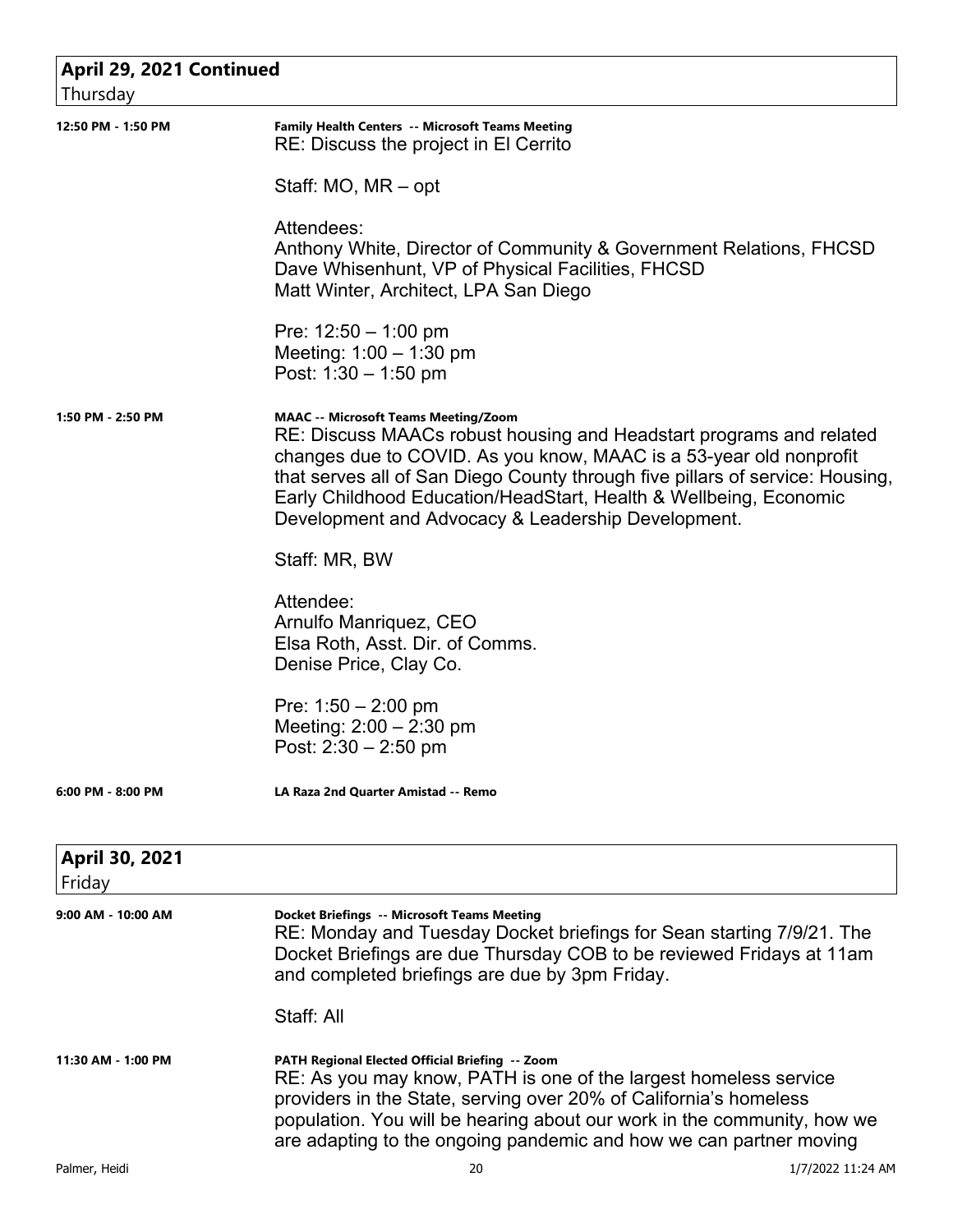## April 29, 2021 Continued
Thursday

**12:50 PM - 1:50 PM** — **Family Health Centers -- Microsoft Teams Meeting**

RE: Discuss the project in El Cerrito

Staff: MO, MR – opt

Attendees:
Anthony White, Director of Community & Government Relations, FHCSD
Dave Whisenhunt, VP of Physical Facilities, FHCSD
Matt Winter, Architect, LPA San Diego

Pre: 12:50 – 1:00 pm
Meeting: 1:00 – 1:30 pm
Post: 1:30 – 1:50 pm

**1:50 PM - 2:50 PM** — **MAAC -- Microsoft Teams Meeting/Zoom**

RE: Discuss MAACs robust housing and Headstart programs and related changes due to COVID. As you know, MAAC is a 53-year old nonprofit that serves all of San Diego County through five pillars of service: Housing, Early Childhood Education/HeadStart, Health & Wellbeing, Economic Development and Advocacy & Leadership Development.

Staff: MR, BW

Attendee:
Arnulfo Manriquez, CEO
Elsa Roth, Asst. Dir. of Comms.
Denise Price, Clay Co.

Pre: 1:50 – 2:00 pm
Meeting: 2:00 – 2:30 pm
Post: 2:30 – 2:50 pm

**6:00 PM - 8:00 PM** — **LA Raza 2nd Quarter Amistad -- Remo**

## April 30, 2021
Friday

**9:00 AM - 10:00 AM** — **Docket Briefings -- Microsoft Teams Meeting**

RE: Monday and Tuesday Docket briefings for Sean starting 7/9/21. The Docket Briefings are due Thursday COB to be reviewed Fridays at 11am and completed briefings are due by 3pm Friday.

Staff: All

**11:30 AM - 1:00 PM** — **PATH Regional Elected Official Briefing -- Zoom**

RE: As you may know, PATH is one of the largest homeless service providers in the State, serving over 20% of California's homeless population. You will be hearing about our work in the community, how we are adapting to the ongoing pandemic and how we can partner moving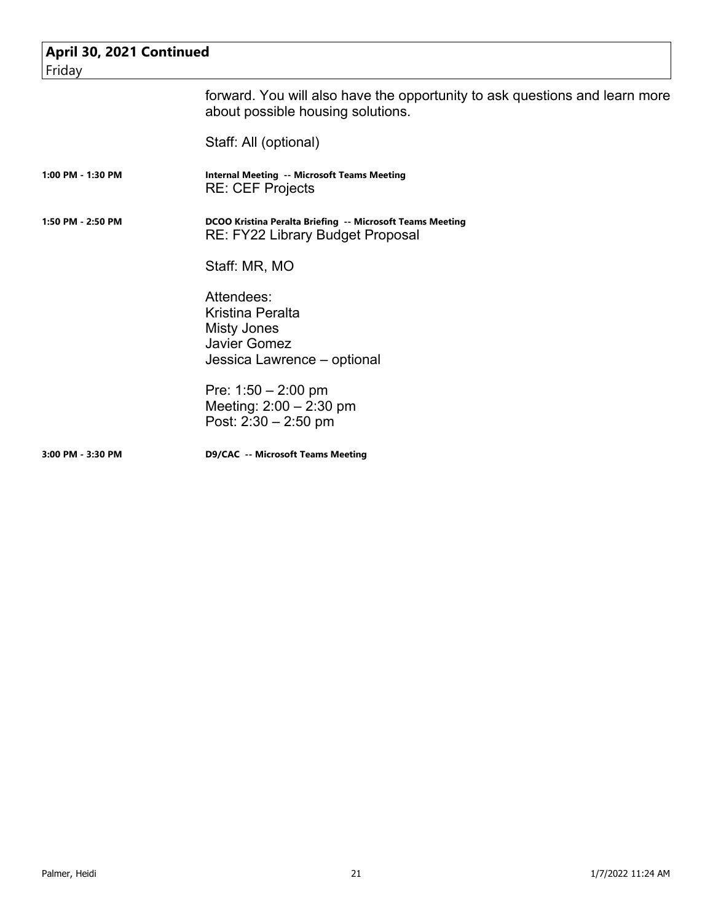**April 30, 2021 Continued**
Friday

forward. You will also have the opportunity to ask questions and learn more about possible housing solutions.

Staff: All (optional)

**1:00 PM - 1:30 PM** **Internal Meeting -- Microsoft Teams Meeting**
RE: CEF Projects

**1:50 PM - 2:50 PM** **DCOO Kristina Peralta Briefing -- Microsoft Teams Meeting**
RE: FY22 Library Budget Proposal

Staff: MR, MO

Attendees:
Kristina Peralta
Misty Jones
Javier Gomez
Jessica Lawrence – optional

Pre: 1:50 – 2:00 pm
Meeting: 2:00 – 2:30 pm
Post: 2:30 – 2:50 pm

**3:00 PM - 3:30 PM** **D9/CAC -- Microsoft Teams Meeting**